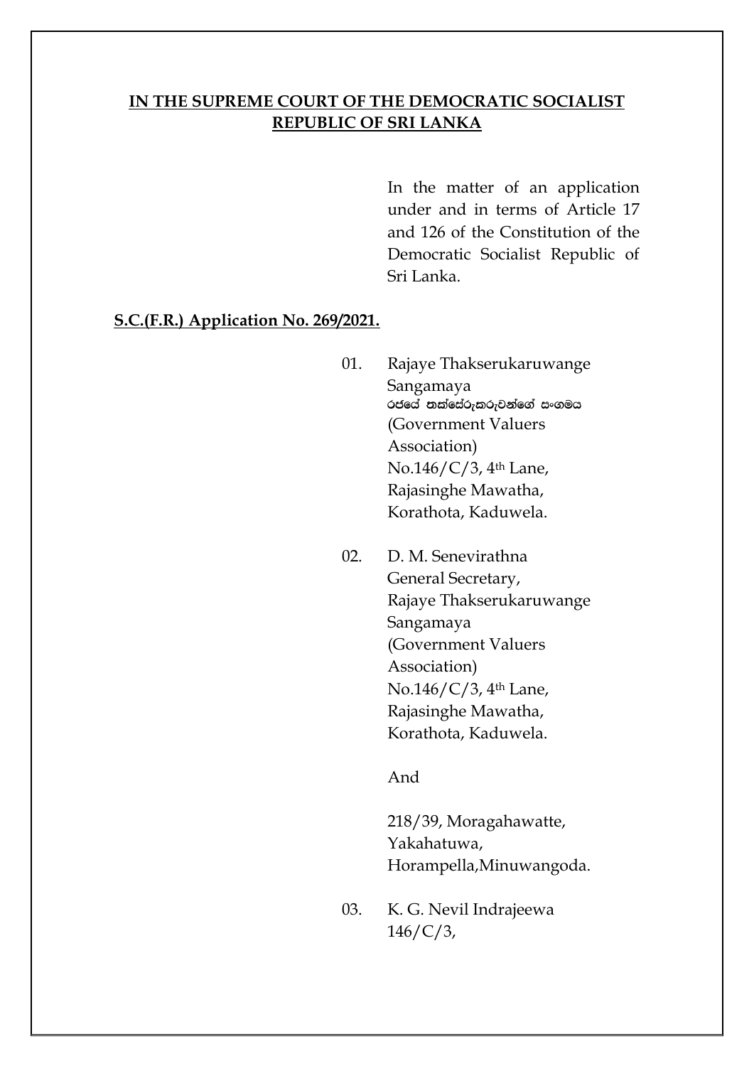**IN THE SUPREME COURT OF THE DEMOCRATIC SOCIALIST REPUBLIC OF SRI LANKA**

In the matter of an application under and in terms of Article 17 and 126 of the Constitution of the Democratic Socialist Republic of Sri Lanka.

**S.C.(F.R.) Application No. 269/2021.**

01. Rajaye Thakserukaruwange Sangamaya
රජයේ තක්සේරුකරුවන්ගේ සංගමය
(Government Valuers Association)
No.146/C/3, 4th Lane,
Rajasinghe Mawatha,
Korathota, Kaduwela.

02. D. M. Senevirathna
General Secretary,
Rajaye Thakserukaruwange Sangamaya
(Government Valuers Association)
No.146/C/3, 4th Lane,
Rajasinghe Mawatha,
Korathota, Kaduwela.

And

218/39, Moragahawatte,
Yakahatuwa,
Horampella,Minuwangoda.

03. K. G. Nevil Indrajeewa
146/C/3,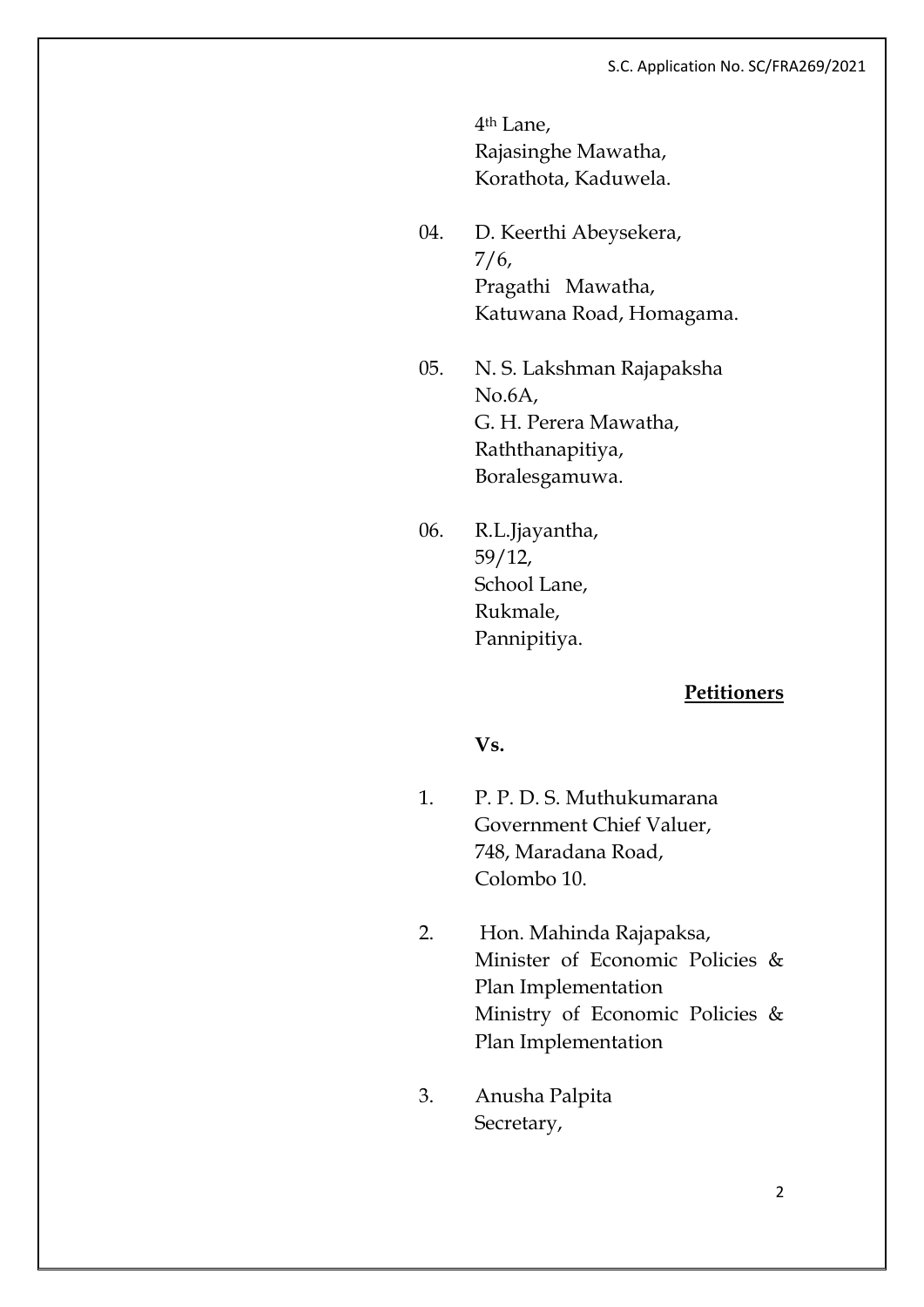4th Lane,
Rajasinghe Mawatha,
Korathota, Kaduwela.

04. D. Keerthi Abeysekera,
7/6,
Pragathi Mawatha,
Katuwana Road, Homagama.

05. N. S. Lakshman Rajapaksha
No.6A,
G. H. Perera Mawatha,
Raththanapitiya,
Boralesgamuwa.

06. R.L.Jjayantha,
59/12,
School Lane,
Rukmale,
Pannipitiya.

**Petitioners**

**Vs.**

1. P. P. D. S. Muthukumarana
Government Chief Valuer,
748, Maradana Road,
Colombo 10.

2. Hon. Mahinda Rajapaksa,
Minister of Economic Policies & Plan Implementation
Ministry of Economic Policies & Plan Implementation

3. Anusha Palpita
Secretary,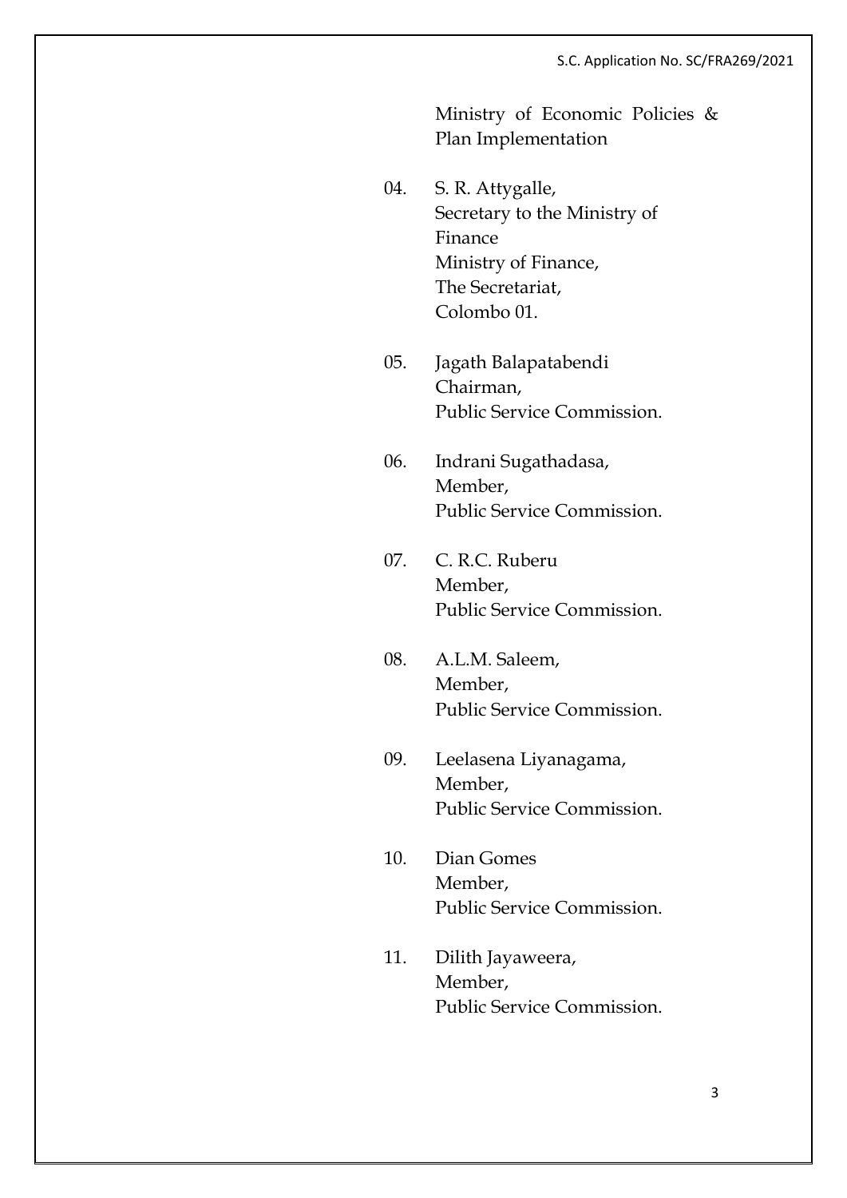Ministry of Economic Policies & Plan Implementation

04. S. R. Attygalle,
Secretary to the Ministry of Finance
Ministry of Finance,
The Secretariat,
Colombo 01.

05. Jagath Balapatabendi
Chairman,
Public Service Commission.

06. Indrani Sugathadasa,
Member,
Public Service Commission.

07. C. R.C. Ruberu
Member,
Public Service Commission.

08. A.L.M. Saleem,
Member,
Public Service Commission.

09. Leelasena Liyanagama,
Member,
Public Service Commission.

10. Dian Gomes
Member,
Public Service Commission.

11. Dilith Jayaweera,
Member,
Public Service Commission.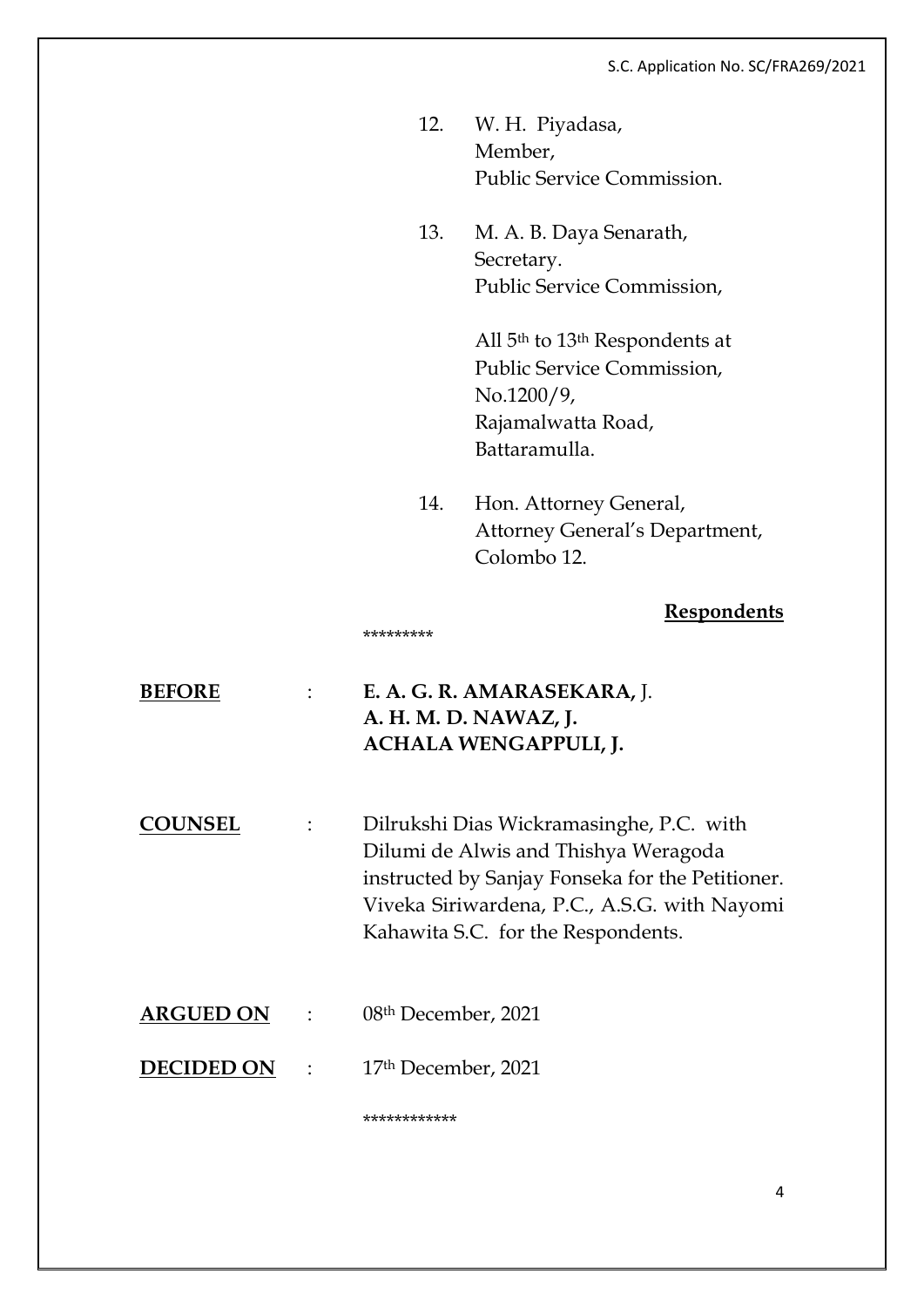12. W. H. Piyadasa,
    Member,
    Public Service Commission.

13. M. A. B. Daya Senarath,
    Secretary.
    Public Service Commission,

    All 5th to 13th Respondents at
    Public Service Commission,
    No.1200/9,
    Rajamalwatta Road,
    Battaramulla.

14. Hon. Attorney General,
    Attorney General's Department,
    Colombo 12.

**Respondents**

*********

**BEFORE** : **E. A. G. R. AMARASEKARA,** J.
**A. H. M. D. NAWAZ, J.**
**ACHALA WENGAPPULI, J.**

**COUNSEL** : Dilrukshi Dias Wickramasinghe, P.C. with Dilumi de Alwis and Thishya Weragoda instructed by Sanjay Fonseka for the Petitioner.
Viveka Siriwardena, P.C., A.S.G. with Nayomi Kahawita S.C. for the Respondents.

**ARGUED ON** : 08th December, 2021

**DECIDED ON** : 17th December, 2021

************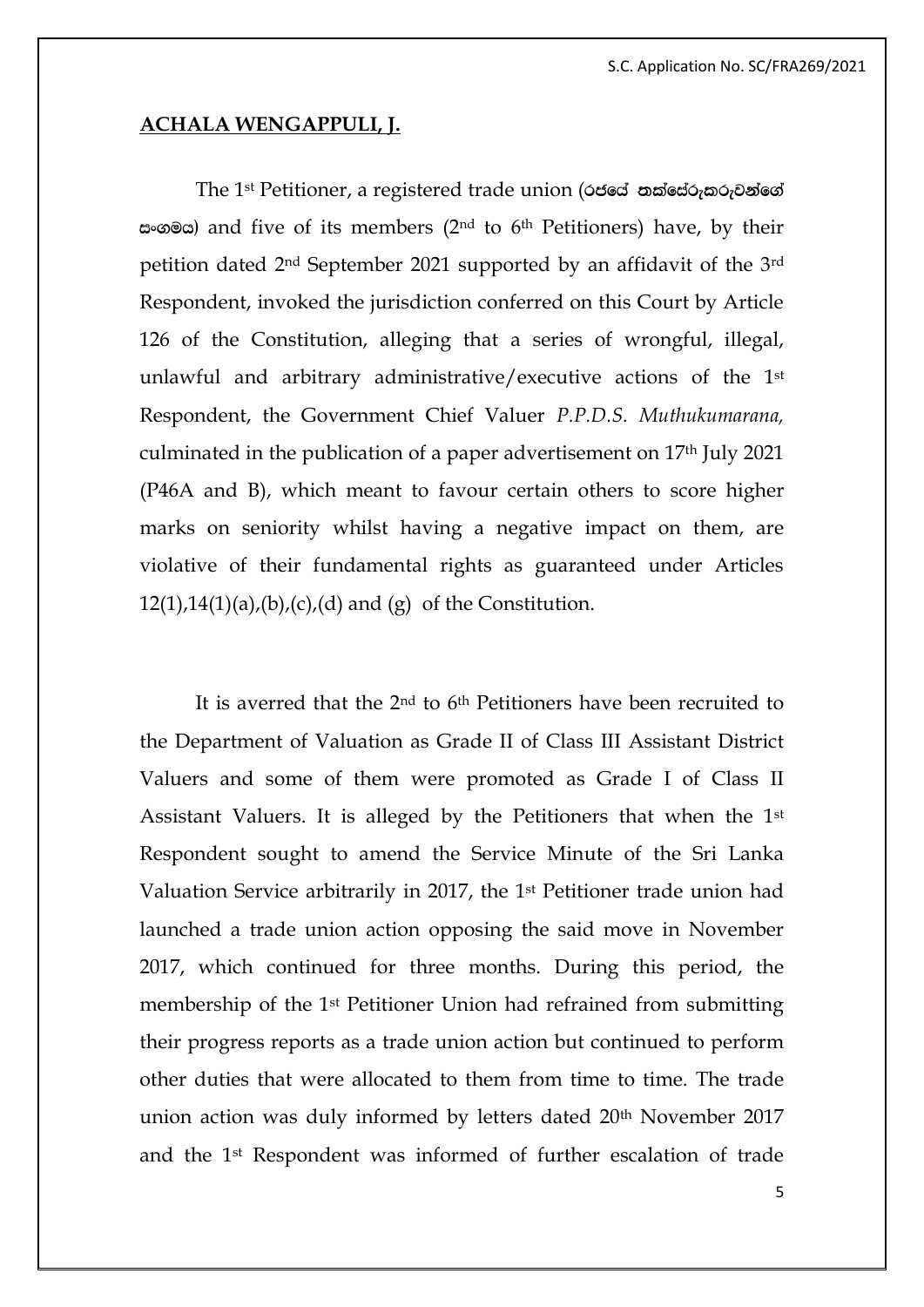**ACHALA WENGAPPULI, J.**

The 1st Petitioner, a registered trade union (**රජයේ තක්සේරුකරුවන්ගේ සංගමය**) and five of its members (2nd to 6th Petitioners) have, by their petition dated 2nd September 2021 supported by an affidavit of the 3rd Respondent, invoked the jurisdiction conferred on this Court by Article 126 of the Constitution, alleging that a series of wrongful, illegal, unlawful and arbitrary administrative/executive actions of the 1st Respondent, the Government Chief Valuer *P.P.D.S. Muthukumarana,* culminated in the publication of a paper advertisement on 17th July 2021 (P46A and B), which meant to favour certain others to score higher marks on seniority whilst having a negative impact on them, are violative of their fundamental rights as guaranteed under Articles 12(1),14(1)(a),(b),(c),(d) and (g) of the Constitution.

It is averred that the 2nd to 6th Petitioners have been recruited to the Department of Valuation as Grade II of Class III Assistant District Valuers and some of them were promoted as Grade I of Class II Assistant Valuers. It is alleged by the Petitioners that when the 1st Respondent sought to amend the Service Minute of the Sri Lanka Valuation Service arbitrarily in 2017, the 1st Petitioner trade union had launched a trade union action opposing the said move in November 2017, which continued for three months. During this period, the membership of the 1st Petitioner Union had refrained from submitting their progress reports as a trade union action but continued to perform other duties that were allocated to them from time to time. The trade union action was duly informed by letters dated 20th November 2017 and the 1st Respondent was informed of further escalation of trade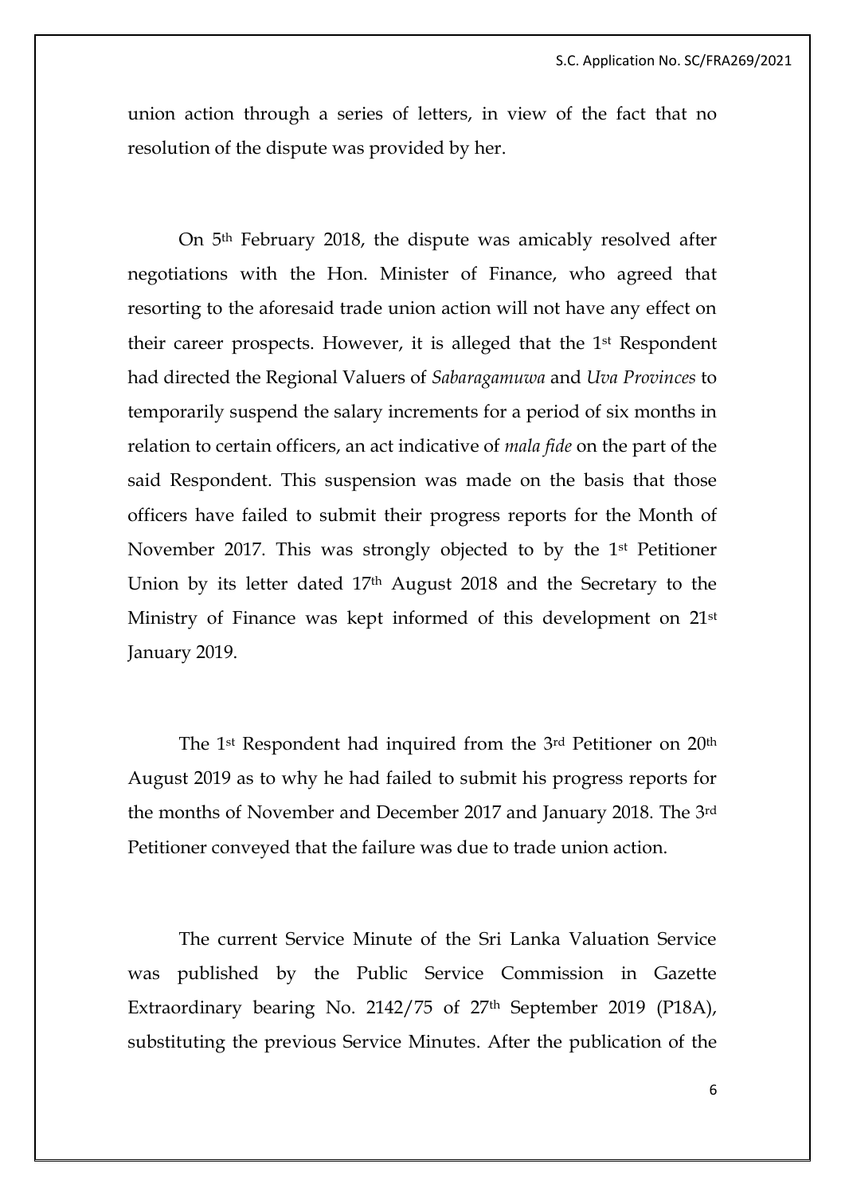union action through a series of letters, in view of the fact that no resolution of the dispute was provided by her.

On 5th February 2018, the dispute was amicably resolved after negotiations with the Hon. Minister of Finance, who agreed that resorting to the aforesaid trade union action will not have any effect on their career prospects. However, it is alleged that the 1st Respondent had directed the Regional Valuers of *Sabaragamuwa* and *Uva Provinces* to temporarily suspend the salary increments for a period of six months in relation to certain officers, an act indicative of *mala fide* on the part of the said Respondent. This suspension was made on the basis that those officers have failed to submit their progress reports for the Month of November 2017. This was strongly objected to by the 1st Petitioner Union by its letter dated 17th August 2018 and the Secretary to the Ministry of Finance was kept informed of this development on 21st January 2019.

The 1st Respondent had inquired from the 3rd Petitioner on 20th August 2019 as to why he had failed to submit his progress reports for the months of November and December 2017 and January 2018. The 3rd Petitioner conveyed that the failure was due to trade union action.

The current Service Minute of the Sri Lanka Valuation Service was published by the Public Service Commission in Gazette Extraordinary bearing No. 2142/75 of 27th September 2019 (P18A), substituting the previous Service Minutes. After the publication of the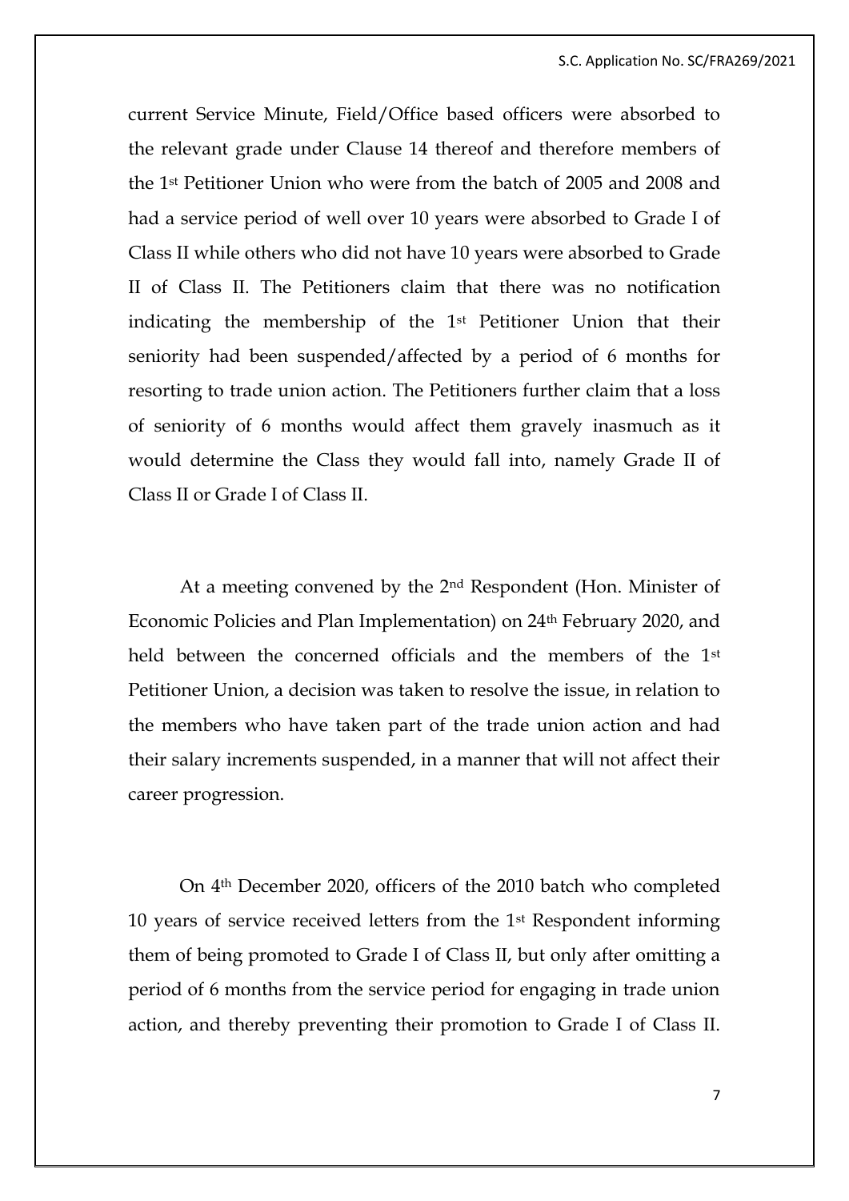current Service Minute, Field/Office based officers were absorbed to the relevant grade under Clause 14 thereof and therefore members of the 1st Petitioner Union who were from the batch of 2005 and 2008 and had a service period of well over 10 years were absorbed to Grade I of Class II while others who did not have 10 years were absorbed to Grade II of Class II. The Petitioners claim that there was no notification indicating the membership of the 1st Petitioner Union that their seniority had been suspended/affected by a period of 6 months for resorting to trade union action. The Petitioners further claim that a loss of seniority of 6 months would affect them gravely inasmuch as it would determine the Class they would fall into, namely Grade II of Class II or Grade I of Class II.

At a meeting convened by the 2nd Respondent (Hon. Minister of Economic Policies and Plan Implementation) on 24th February 2020, and held between the concerned officials and the members of the 1st Petitioner Union, a decision was taken to resolve the issue, in relation to the members who have taken part of the trade union action and had their salary increments suspended, in a manner that will not affect their career progression.

On 4th December 2020, officers of the 2010 batch who completed 10 years of service received letters from the 1st Respondent informing them of being promoted to Grade I of Class II, but only after omitting a period of 6 months from the service period for engaging in trade union action, and thereby preventing their promotion to Grade I of Class II.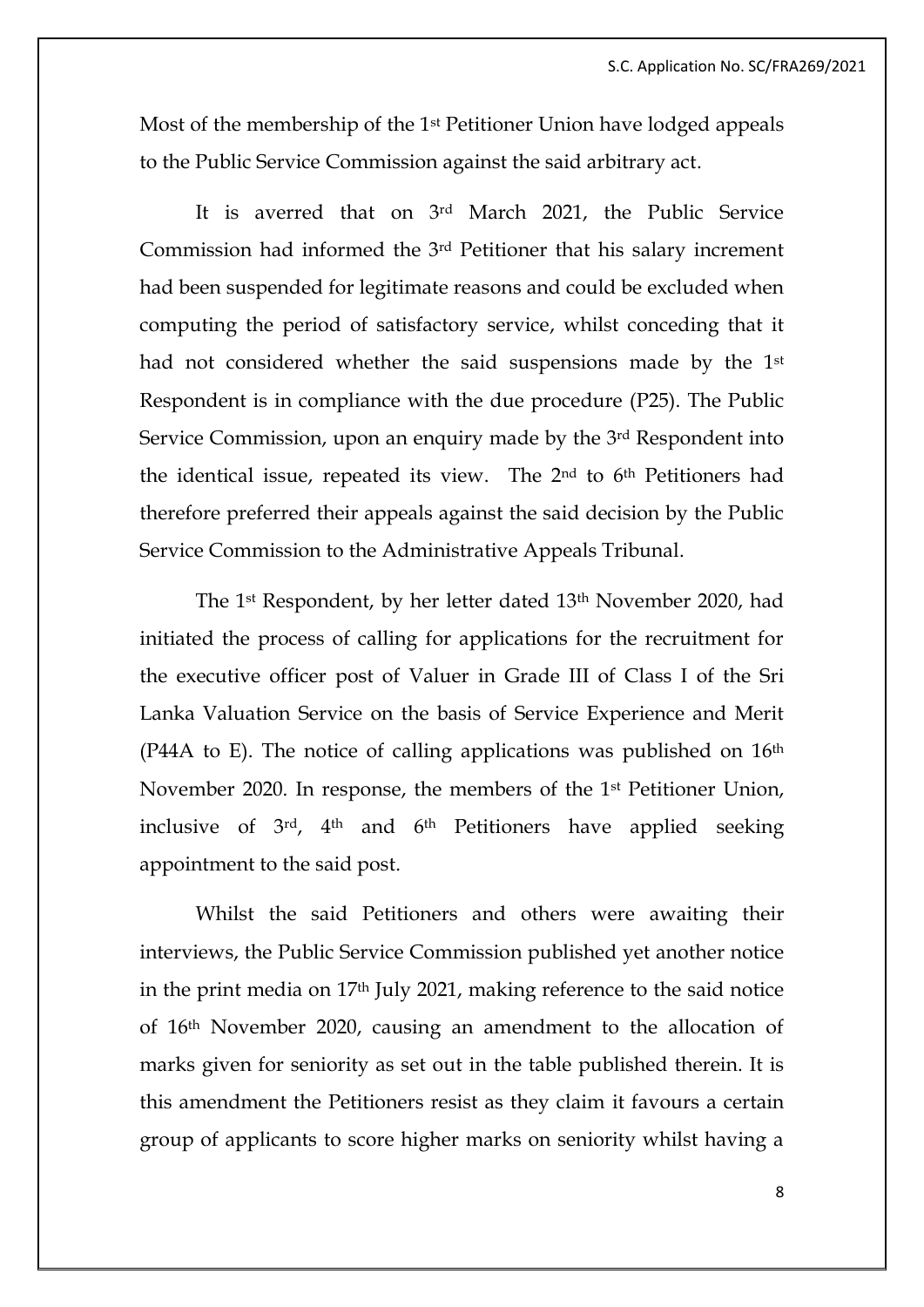Most of the membership of the 1st Petitioner Union have lodged appeals to the Public Service Commission against the said arbitrary act.

It is averred that on 3rd March 2021, the Public Service Commission had informed the 3rd Petitioner that his salary increment had been suspended for legitimate reasons and could be excluded when computing the period of satisfactory service, whilst conceding that it had not considered whether the said suspensions made by the 1st Respondent is in compliance with the due procedure (P25). The Public Service Commission, upon an enquiry made by the 3rd Respondent into the identical issue, repeated its view. The 2nd to 6th Petitioners had therefore preferred their appeals against the said decision by the Public Service Commission to the Administrative Appeals Tribunal.

The 1st Respondent, by her letter dated 13th November 2020, had initiated the process of calling for applications for the recruitment for the executive officer post of Valuer in Grade III of Class I of the Sri Lanka Valuation Service on the basis of Service Experience and Merit (P44A to E). The notice of calling applications was published on 16th November 2020. In response, the members of the 1st Petitioner Union, inclusive of 3rd, 4th and 6th Petitioners have applied seeking appointment to the said post.

Whilst the said Petitioners and others were awaiting their interviews, the Public Service Commission published yet another notice in the print media on 17th July 2021, making reference to the said notice of 16th November 2020, causing an amendment to the allocation of marks given for seniority as set out in the table published therein. It is this amendment the Petitioners resist as they claim it favours a certain group of applicants to score higher marks on seniority whilst having a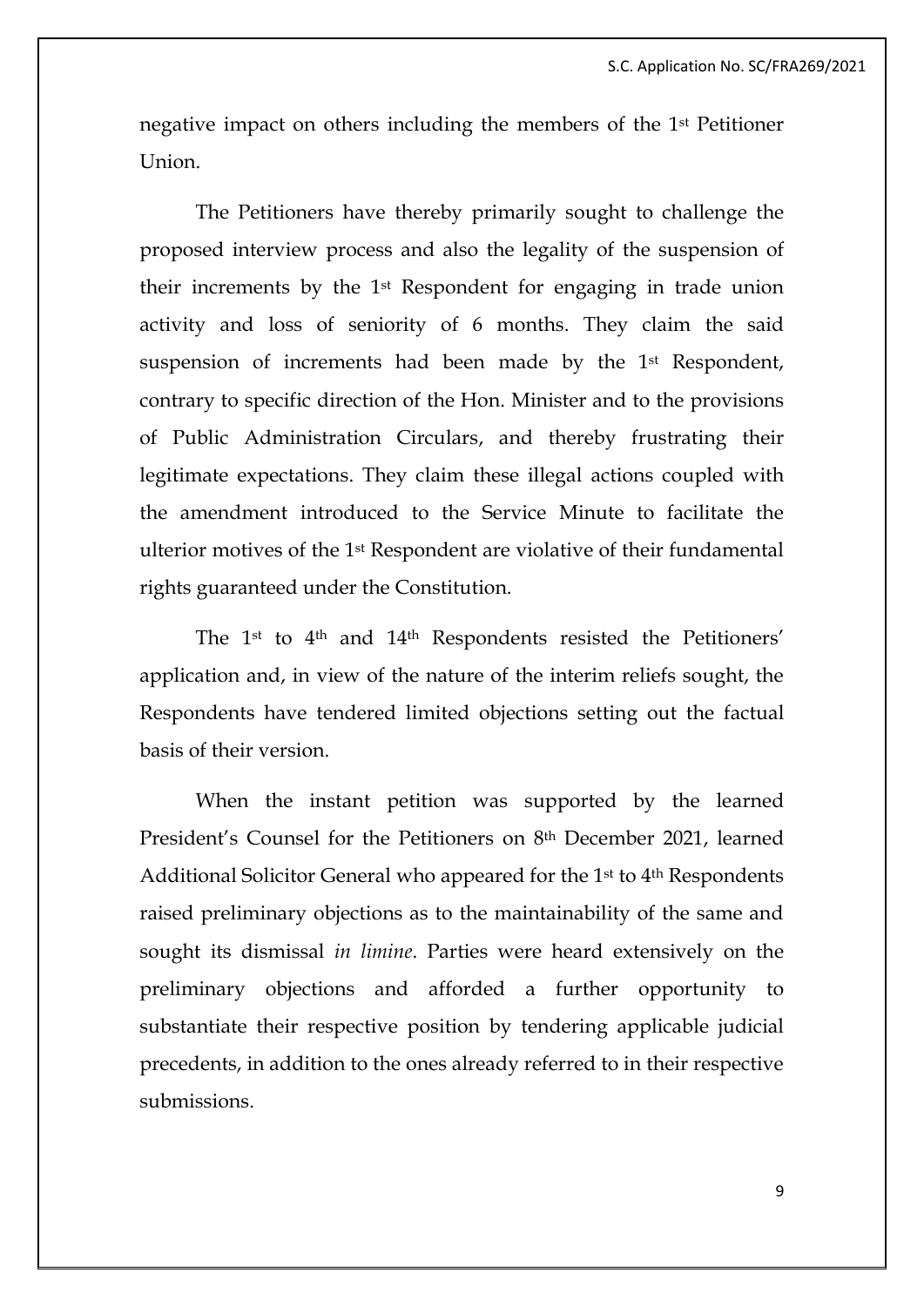negative impact on others including the members of the 1st Petitioner Union.

The Petitioners have thereby primarily sought to challenge the proposed interview process and also the legality of the suspension of their increments by the 1st Respondent for engaging in trade union activity and loss of seniority of 6 months. They claim the said suspension of increments had been made by the 1st Respondent, contrary to specific direction of the Hon. Minister and to the provisions of Public Administration Circulars, and thereby frustrating their legitimate expectations. They claim these illegal actions coupled with the amendment introduced to the Service Minute to facilitate the ulterior motives of the 1st Respondent are violative of their fundamental rights guaranteed under the Constitution.

The 1st to 4th and 14th Respondents resisted the Petitioners' application and, in view of the nature of the interim reliefs sought, the Respondents have tendered limited objections setting out the factual basis of their version.

When the instant petition was supported by the learned President's Counsel for the Petitioners on 8th December 2021, learned Additional Solicitor General who appeared for the 1st to 4th Respondents raised preliminary objections as to the maintainability of the same and sought its dismissal *in limine*. Parties were heard extensively on the preliminary objections and afforded a further opportunity to substantiate their respective position by tendering applicable judicial precedents, in addition to the ones already referred to in their respective submissions.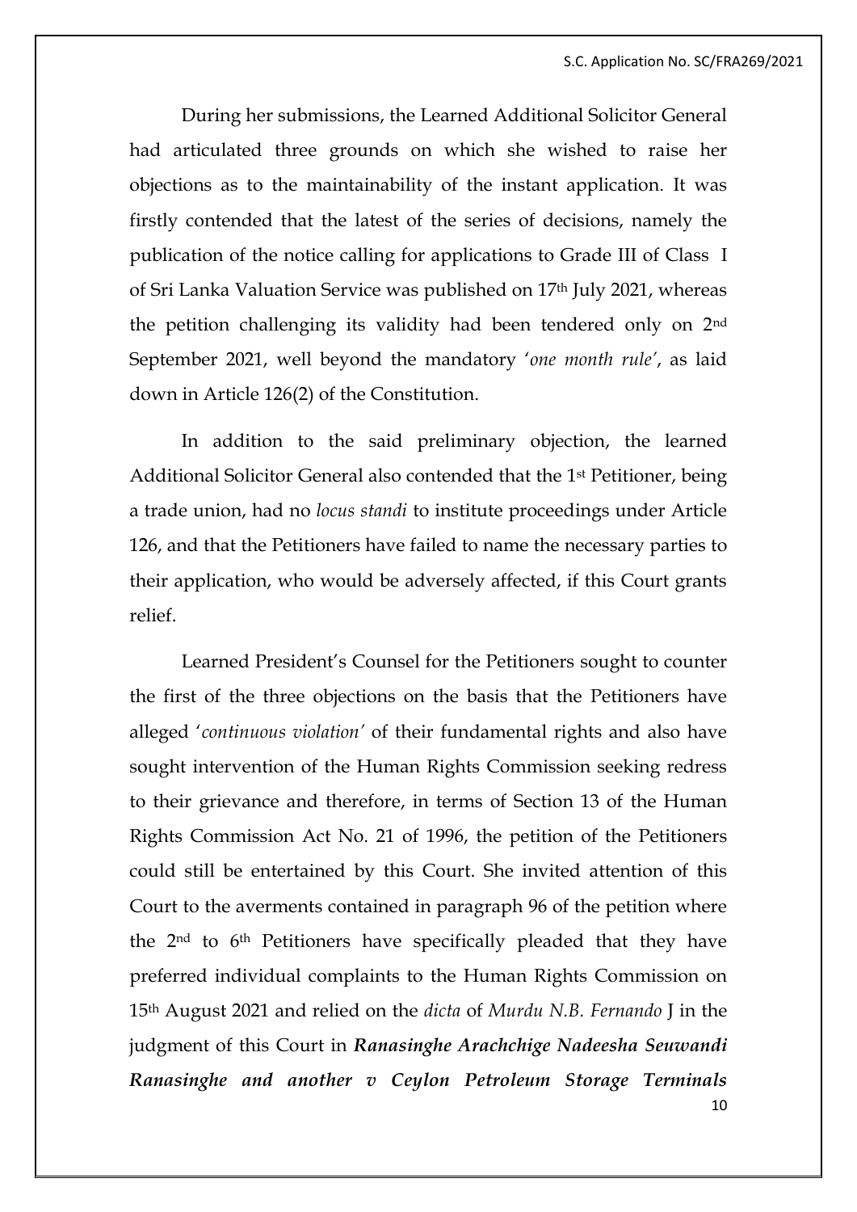During her submissions, the Learned Additional Solicitor General had articulated three grounds on which she wished to raise her objections as to the maintainability of the instant application. It was firstly contended that the latest of the series of decisions, namely the publication of the notice calling for applications to Grade III of Class I of Sri Lanka Valuation Service was published on 17th July 2021, whereas the petition challenging its validity had been tendered only on 2nd September 2021, well beyond the mandatory '*one month rule*', as laid down in Article 126(2) of the Constitution.

In addition to the said preliminary objection, the learned Additional Solicitor General also contended that the 1st Petitioner, being a trade union, had no *locus standi* to institute proceedings under Article 126, and that the Petitioners have failed to name the necessary parties to their application, who would be adversely affected, if this Court grants relief.

Learned President's Counsel for the Petitioners sought to counter the first of the three objections on the basis that the Petitioners have alleged '*continuous violation*' of their fundamental rights and also have sought intervention of the Human Rights Commission seeking redress to their grievance and therefore, in terms of Section 13 of the Human Rights Commission Act No. 21 of 1996, the petition of the Petitioners could still be entertained by this Court. She invited attention of this Court to the averments contained in paragraph 96 of the petition where the 2nd to 6th Petitioners have specifically pleaded that they have preferred individual complaints to the Human Rights Commission on 15th August 2021 and relied on the *dicta* of *Murdu N.B. Fernando* J in the judgment of this Court in ***Ranasinghe Arachchige Nadeesha Seuwandi Ranasinghe and another v Ceylon Petroleum Storage Terminals***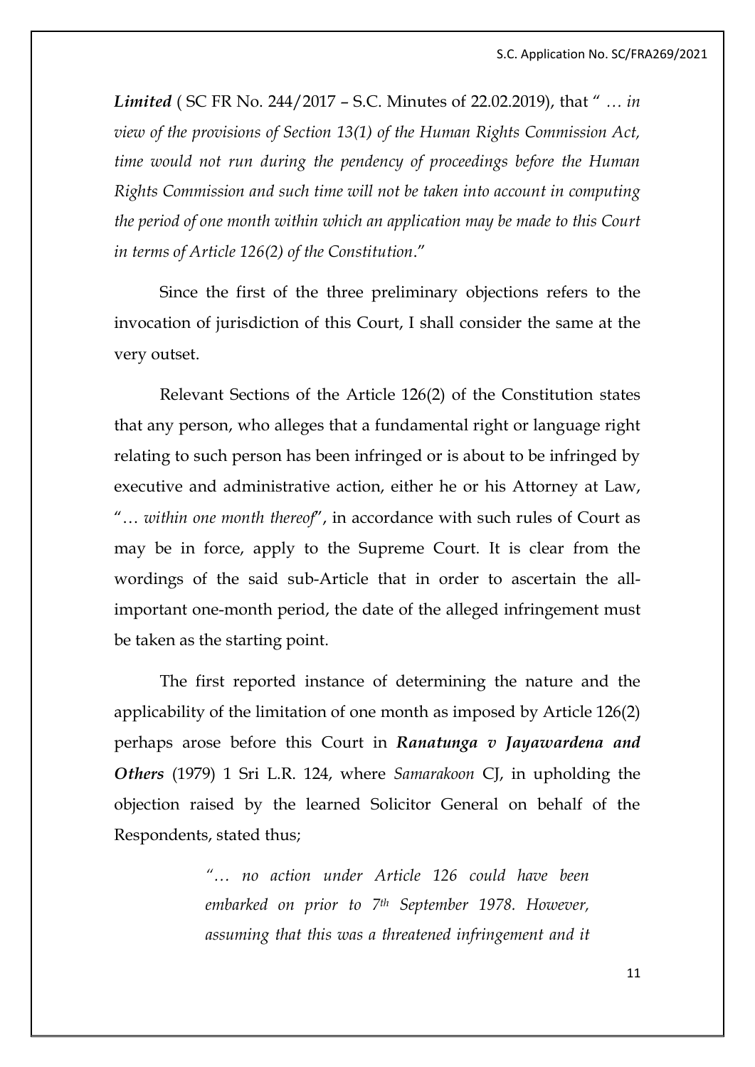***Limited*** ( SC FR No. 244/2017 – S.C. Minutes of 22.02.2019), that " *… in view of the provisions of Section 13(1) of the Human Rights Commission Act, time would not run during the pendency of proceedings before the Human Rights Commission and such time will not be taken into account in computing the period of one month within which an application may be made to this Court in terms of Article 126(2) of the Constitution*."

Since the first of the three preliminary objections refers to the invocation of jurisdiction of this Court, I shall consider the same at the very outset.

Relevant Sections of the Article 126(2) of the Constitution states that any person, who alleges that a fundamental right or language right relating to such person has been infringed or is about to be infringed by executive and administrative action, either he or his Attorney at Law, "*… within one month thereof*", in accordance with such rules of Court as may be in force, apply to the Supreme Court. It is clear from the wordings of the said sub-Article that in order to ascertain the all-important one-month period, the date of the alleged infringement must be taken as the starting point.

The first reported instance of determining the nature and the applicability of the limitation of one month as imposed by Article 126(2) perhaps arose before this Court in ***Ranatunga v Jayawardena and Others*** (1979) 1 Sri L.R. 124, where *Samarakoon* CJ, in upholding the objection raised by the learned Solicitor General on behalf of the Respondents, stated thus;

> *"… no action under Article 126 could have been embarked on prior to 7th September 1978. However, assuming that this was a threatened infringement and it*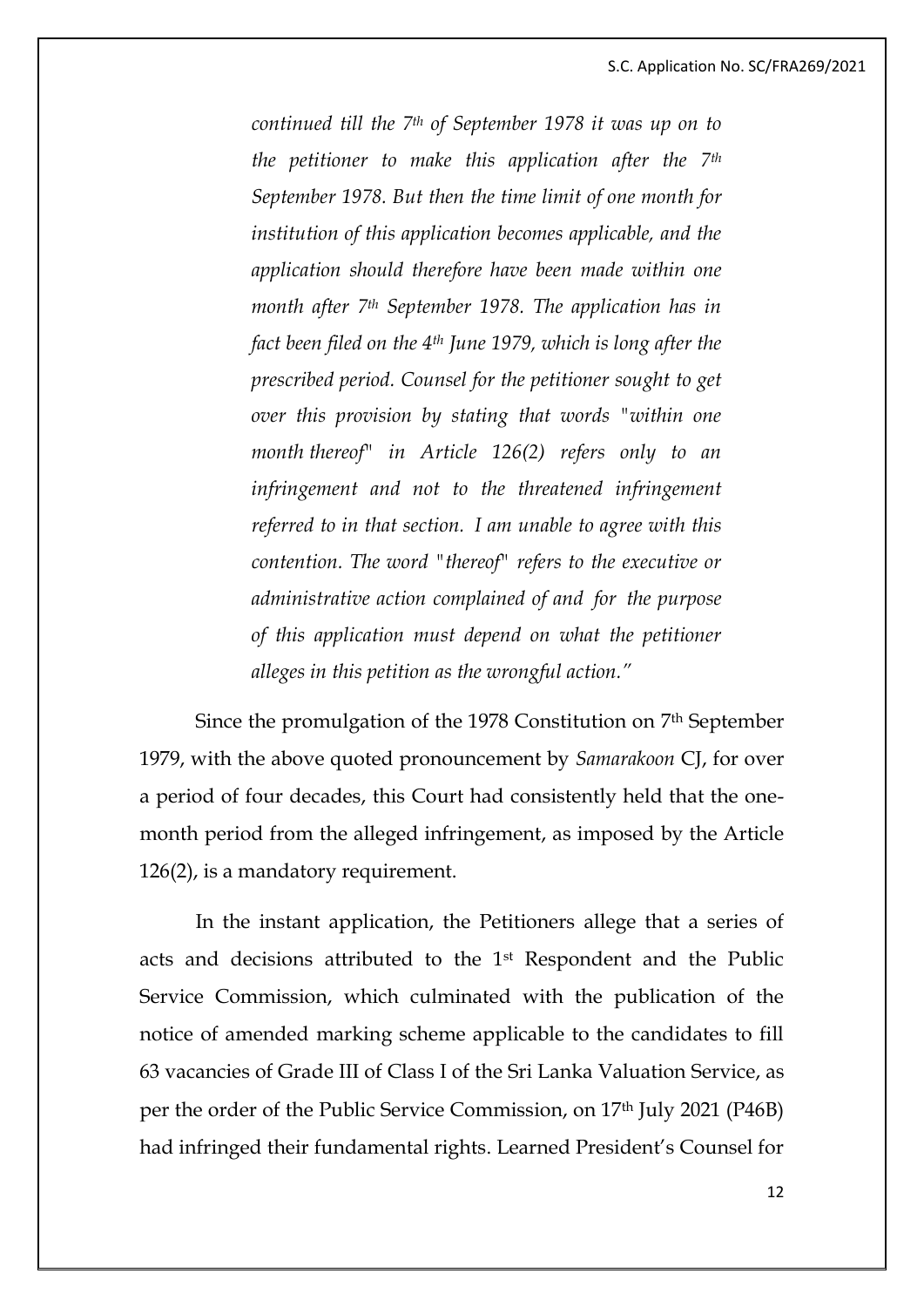*continued till the 7th of September 1978 it was up on to the petitioner to make this application after the 7th September 1978. But then the time limit of one month for institution of this application becomes applicable, and the application should therefore have been made within one month after 7th September 1978. The application has in fact been filed on the 4th June 1979, which is long after the prescribed period. Counsel for the petitioner sought to get over this provision by stating that words "within one month thereof" in Article 126(2) refers only to an infringement and not to the threatened infringement referred to in that section. I am unable to agree with this contention. The word "thereof" refers to the executive or administrative action complained of and for the purpose of this application must depend on what the petitioner alleges in this petition as the wrongful action."*

Since the promulgation of the 1978 Constitution on 7th September 1979, with the above quoted pronouncement by *Samarakoon* CJ, for over a period of four decades, this Court had consistently held that the one-month period from the alleged infringement, as imposed by the Article 126(2), is a mandatory requirement.

In the instant application, the Petitioners allege that a series of acts and decisions attributed to the 1st Respondent and the Public Service Commission, which culminated with the publication of the notice of amended marking scheme applicable to the candidates to fill 63 vacancies of Grade III of Class I of the Sri Lanka Valuation Service, as per the order of the Public Service Commission, on 17th July 2021 (P46B) had infringed their fundamental rights. Learned President's Counsel for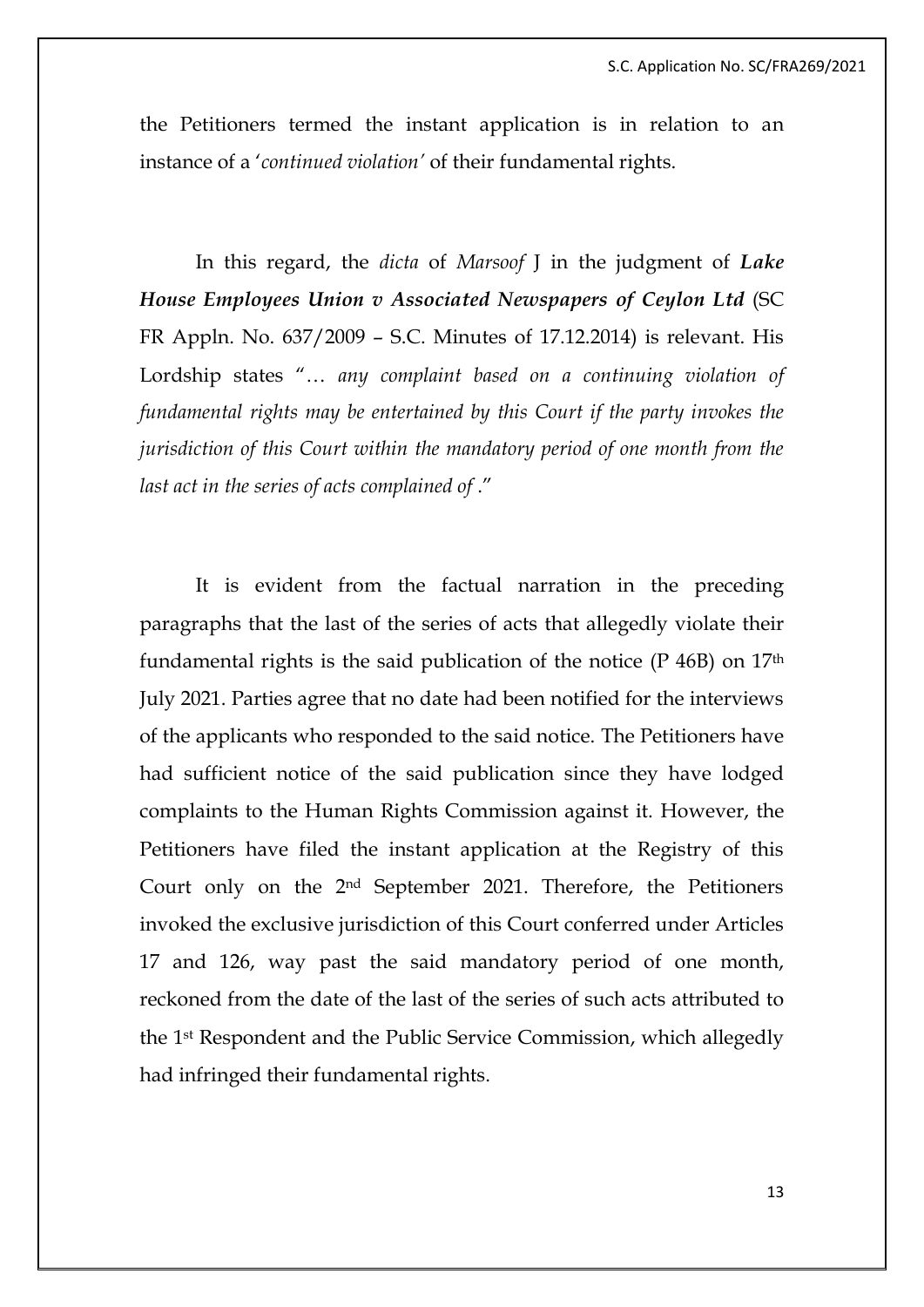the Petitioners termed the instant application is in relation to an instance of a '*continued violation*' of their fundamental rights.

In this regard, the *dicta* of *Marsoof* J in the judgment of ***Lake House Employees Union v Associated Newspapers of Ceylon Ltd*** (SC FR Appln. No. 637/2009 – S.C. Minutes of 17.12.2014) is relevant. His Lordship states "… *any complaint based on a continuing violation of fundamental rights may be entertained by this Court if the party invokes the jurisdiction of this Court within the mandatory period of one month from the last act in the series of acts complained of* ."

It is evident from the factual narration in the preceding paragraphs that the last of the series of acts that allegedly violate their fundamental rights is the said publication of the notice (P 46B) on 17th July 2021. Parties agree that no date had been notified for the interviews of the applicants who responded to the said notice. The Petitioners have had sufficient notice of the said publication since they have lodged complaints to the Human Rights Commission against it. However, the Petitioners have filed the instant application at the Registry of this Court only on the 2nd September 2021. Therefore, the Petitioners invoked the exclusive jurisdiction of this Court conferred under Articles 17 and 126, way past the said mandatory period of one month, reckoned from the date of the last of the series of such acts attributed to the 1st Respondent and the Public Service Commission, which allegedly had infringed their fundamental rights.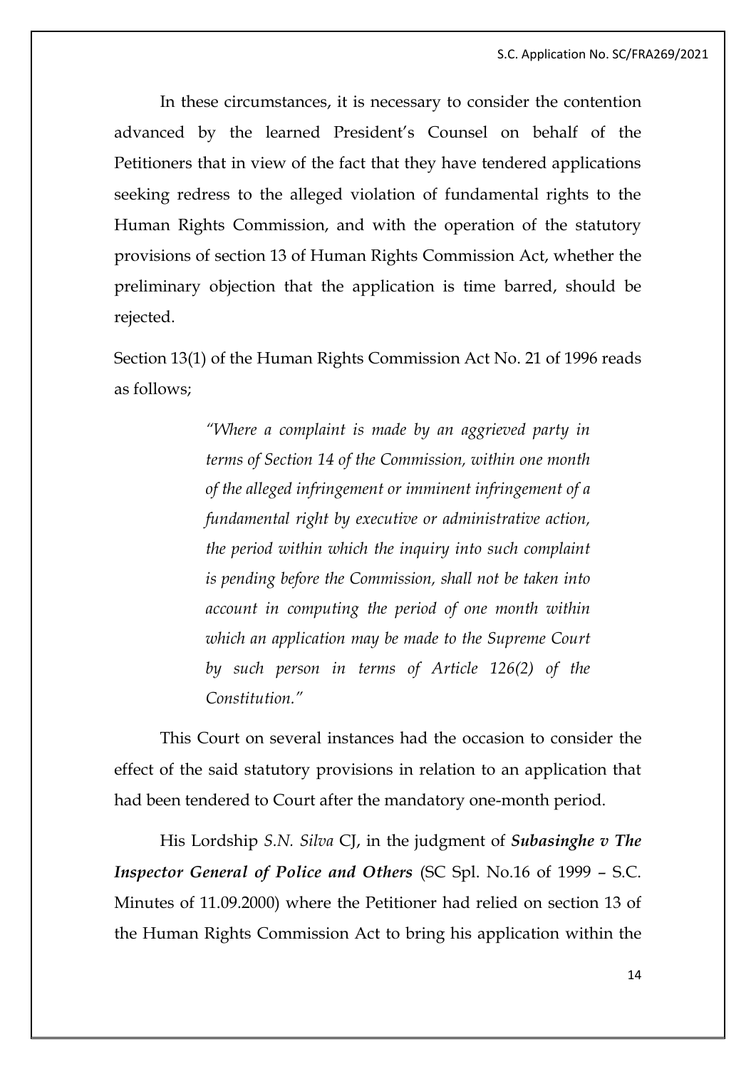In these circumstances, it is necessary to consider the contention advanced by the learned President's Counsel on behalf of the Petitioners that in view of the fact that they have tendered applications seeking redress to the alleged violation of fundamental rights to the Human Rights Commission, and with the operation of the statutory provisions of section 13 of Human Rights Commission Act, whether the preliminary objection that the application is time barred, should be rejected.

Section 13(1) of the Human Rights Commission Act No. 21 of 1996 reads as follows;

> *"Where a complaint is made by an aggrieved party in terms of Section 14 of the Commission, within one month of the alleged infringement or imminent infringement of a fundamental right by executive or administrative action, the period within which the inquiry into such complaint is pending before the Commission, shall not be taken into account in computing the period of one month within which an application may be made to the Supreme Court by such person in terms of Article 126(2) of the Constitution."*

This Court on several instances had the occasion to consider the effect of the said statutory provisions in relation to an application that had been tendered to Court after the mandatory one-month period.

His Lordship *S.N. Silva* CJ, in the judgment of ***Subasinghe v The Inspector General of Police and Others*** (SC Spl. No.16 of 1999 – S.C. Minutes of 11.09.2000) where the Petitioner had relied on section 13 of the Human Rights Commission Act to bring his application within the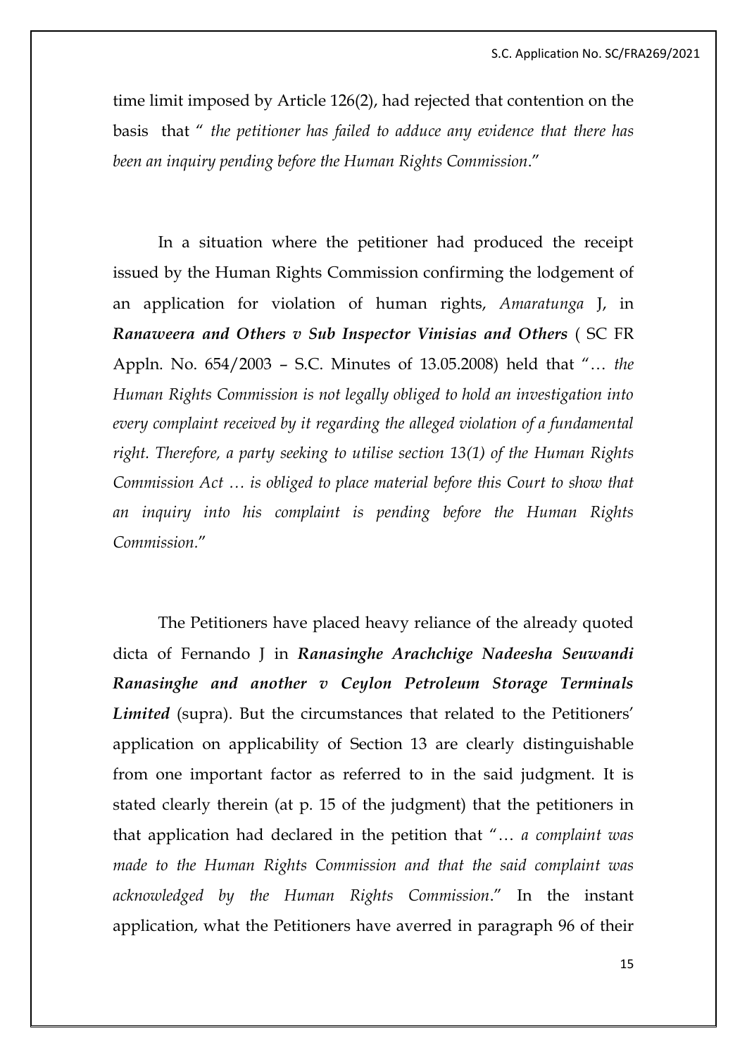time limit imposed by Article 126(2), had rejected that contention on the basis that " *the petitioner has failed to adduce any evidence that there has been an inquiry pending before the Human Rights Commission*."

In a situation where the petitioner had produced the receipt issued by the Human Rights Commission confirming the lodgement of an application for violation of human rights, *Amaratunga* J, in ***Ranaweera and Others v Sub Inspector Vinisias and Others*** ( SC FR Appln. No. 654/2003 – S.C. Minutes of 13.05.2008) held that "… *the Human Rights Commission is not legally obliged to hold an investigation into every complaint received by it regarding the alleged violation of a fundamental right. Therefore, a party seeking to utilise section 13(1) of the Human Rights Commission Act … is obliged to place material before this Court to show that an inquiry into his complaint is pending before the Human Rights Commission*."

The Petitioners have placed heavy reliance of the already quoted dicta of Fernando J in ***Ranasinghe Arachchige Nadeesha Seuwandi Ranasinghe and another v Ceylon Petroleum Storage Terminals Limited*** (supra). But the circumstances that related to the Petitioners' application on applicability of Section 13 are clearly distinguishable from one important factor as referred to in the said judgment. It is stated clearly therein (at p. 15 of the judgment) that the petitioners in that application had declared in the petition that "… *a complaint was made to the Human Rights Commission and that the said complaint was acknowledged by the Human Rights Commission*." In the instant application, what the Petitioners have averred in paragraph 96 of their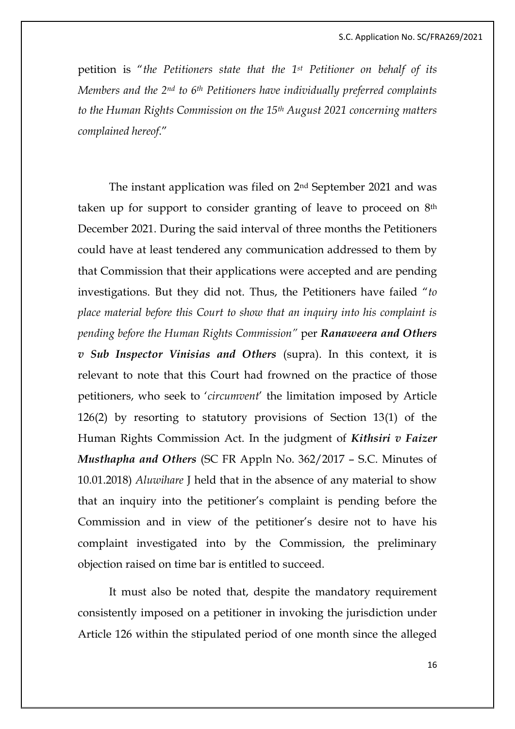petition is "*the Petitioners state that the 1st Petitioner on behalf of its Members and the 2nd to 6th Petitioners have individually preferred complaints to the Human Rights Commission on the 15th August 2021 concerning matters complained hereof*."

The instant application was filed on 2nd September 2021 and was taken up for support to consider granting of leave to proceed on 8th December 2021. During the said interval of three months the Petitioners could have at least tendered any communication addressed to them by that Commission that their applications were accepted and are pending investigations. But they did not. Thus, the Petitioners have failed "*to place material before this Court to show that an inquiry into his complaint is pending before the Human Rights Commission*" per ***Ranaweera and Others v Sub Inspector Vinisias and Others*** (supra). In this context, it is relevant to note that this Court had frowned on the practice of those petitioners, who seek to '*circumvent*' the limitation imposed by Article 126(2) by resorting to statutory provisions of Section 13(1) of the Human Rights Commission Act. In the judgment of ***Kithsiri v Faizer Musthapha and Others*** (SC FR Appln No. 362/2017 – S.C. Minutes of 10.01.2018) *Aluwihare* J held that in the absence of any material to show that an inquiry into the petitioner's complaint is pending before the Commission and in view of the petitioner's desire not to have his complaint investigated into by the Commission, the preliminary objection raised on time bar is entitled to succeed.

It must also be noted that, despite the mandatory requirement consistently imposed on a petitioner in invoking the jurisdiction under Article 126 within the stipulated period of one month since the alleged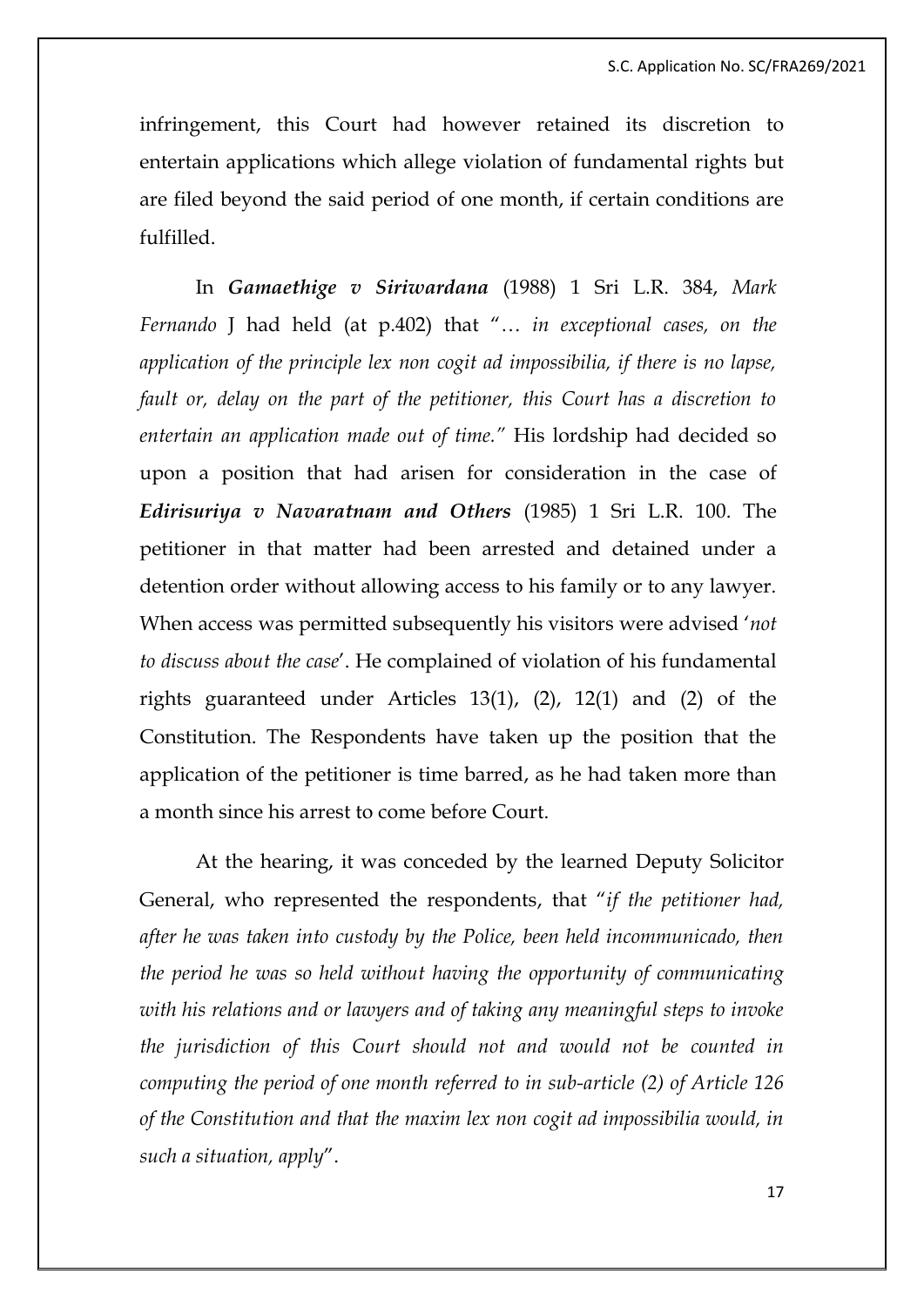infringement, this Court had however retained its discretion to entertain applications which allege violation of fundamental rights but are filed beyond the said period of one month, if certain conditions are fulfilled.

In ***Gamaethige v Siriwardana*** (1988) 1 Sri L.R. 384, *Mark Fernando* J had held (at p.402) that "… *in exceptional cases, on the application of the principle lex non cogit ad impossibilia, if there is no lapse, fault or, delay on the part of the petitioner, this Court has a discretion to entertain an application made out of time."* His lordship had decided so upon a position that had arisen for consideration in the case of ***Edirisuriya v Navaratnam and Others*** (1985) 1 Sri L.R. 100. The petitioner in that matter had been arrested and detained under a detention order without allowing access to his family or to any lawyer. When access was permitted subsequently his visitors were advised '*not to discuss about the case*'. He complained of violation of his fundamental rights guaranteed under Articles 13(1), (2), 12(1) and (2) of the Constitution. The Respondents have taken up the position that the application of the petitioner is time barred, as he had taken more than a month since his arrest to come before Court.

At the hearing, it was conceded by the learned Deputy Solicitor General, who represented the respondents, that "*if the petitioner had, after he was taken into custody by the Police, been held incommunicado, then the period he was so held without having the opportunity of communicating with his relations and or lawyers and of taking any meaningful steps to invoke the jurisdiction of this Court should not and would not be counted in computing the period of one month referred to in sub-article (2) of Article 126 of the Constitution and that the maxim lex non cogit ad impossibilia would, in such a situation, apply*".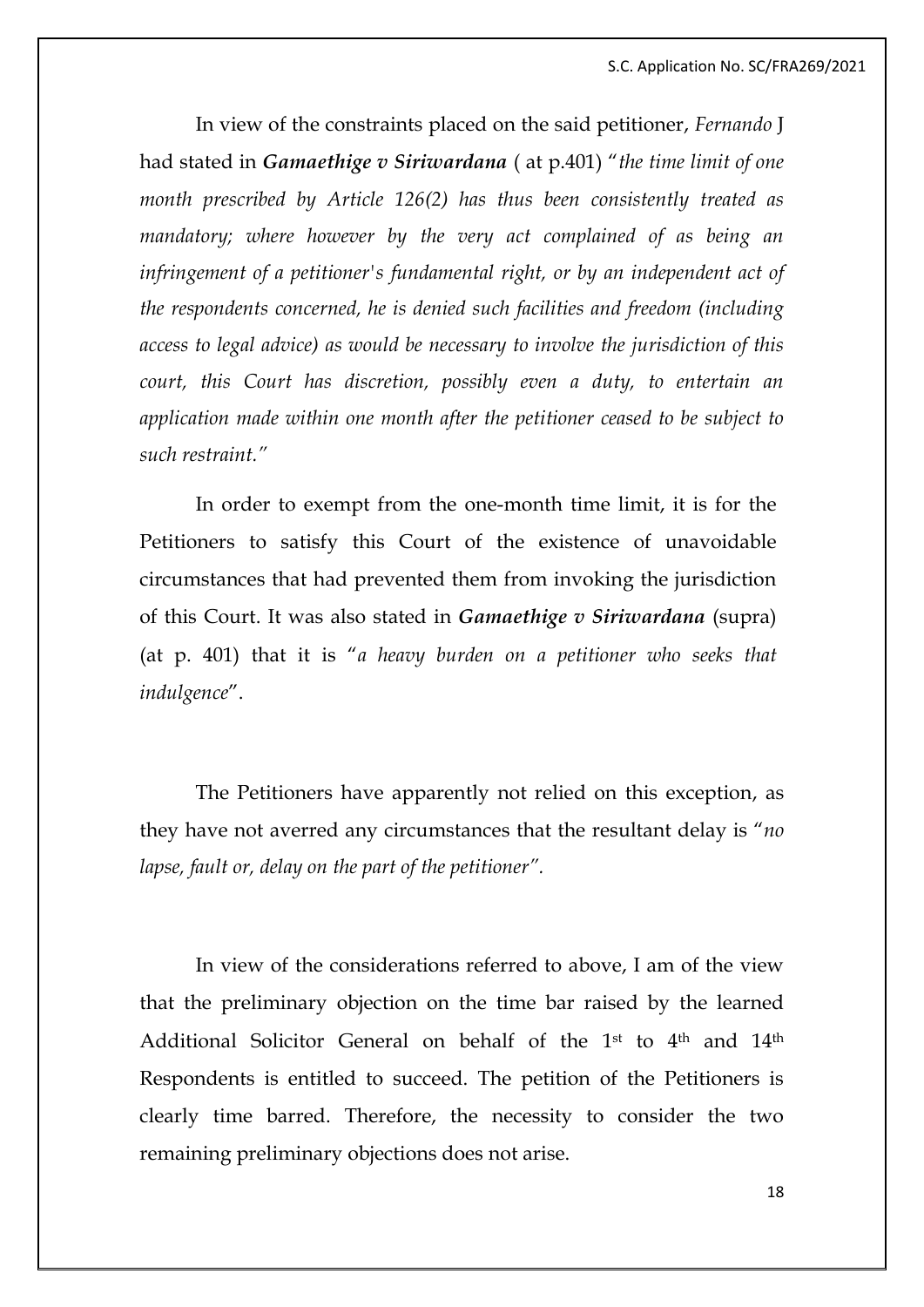In view of the constraints placed on the said petitioner, *Fernando* J had stated in ***Gamaethige v Siriwardana*** ( at p.401) "*the time limit of one month prescribed by Article 126(2) has thus been consistently treated as mandatory; where however by the very act complained of as being an infringement of a petitioner's fundamental right, or by an independent act of the respondents concerned, he is denied such facilities and freedom (including access to legal advice) as would be necessary to involve the jurisdiction of this court, this Court has discretion, possibly even a duty, to entertain an application made within one month after the petitioner ceased to be subject to such restraint.*"

In order to exempt from the one-month time limit, it is for the Petitioners to satisfy this Court of the existence of unavoidable circumstances that had prevented them from invoking the jurisdiction of this Court. It was also stated in ***Gamaethige v Siriwardana*** (supra) (at p. 401) that it is "*a heavy burden on a petitioner who seeks that indulgence*".

The Petitioners have apparently not relied on this exception, as they have not averred any circumstances that the resultant delay is "*no lapse, fault or, delay on the part of the petitioner*".

In view of the considerations referred to above, I am of the view that the preliminary objection on the time bar raised by the learned Additional Solicitor General on behalf of the 1st to 4th and 14th Respondents is entitled to succeed. The petition of the Petitioners is clearly time barred. Therefore, the necessity to consider the two remaining preliminary objections does not arise.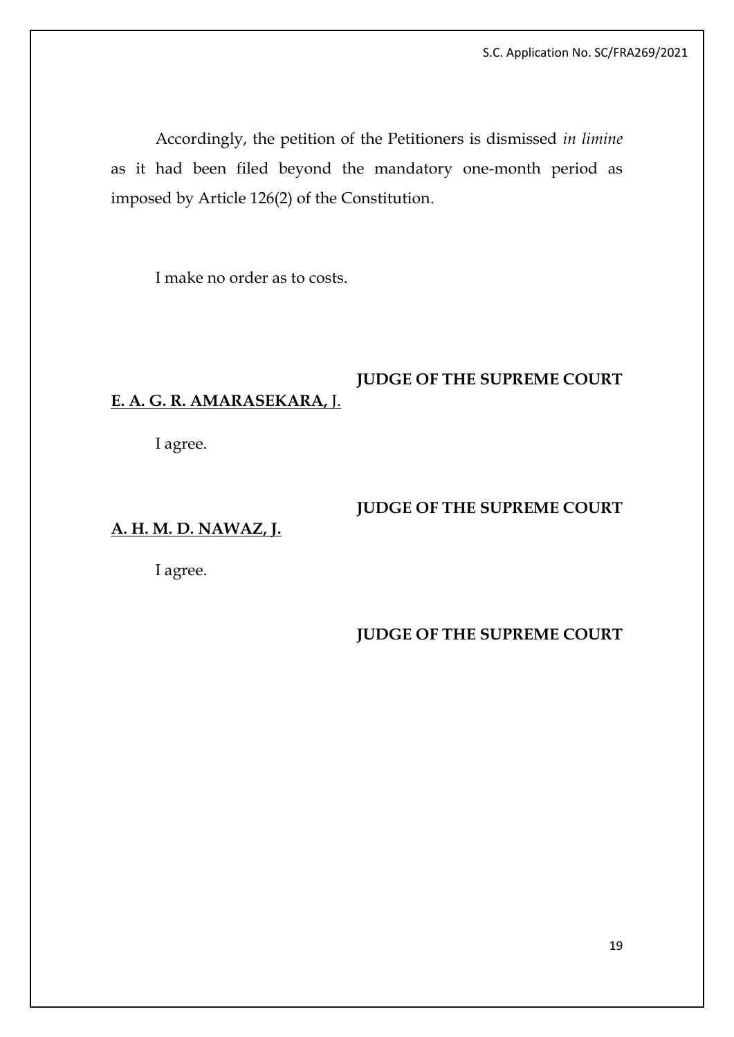Accordingly, the petition of the Petitioners is dismissed *in limine* as it had been filed beyond the mandatory one-month period as imposed by Article 126(2) of the Constitution.

I make no order as to costs.

**JUDGE OF THE SUPREME COURT**

**E. A. G. R. AMARASEKARA,** J.

I agree.

**JUDGE OF THE SUPREME COURT**

**A. H. M. D. NAWAZ, J.**

I agree.

**JUDGE OF THE SUPREME COURT**